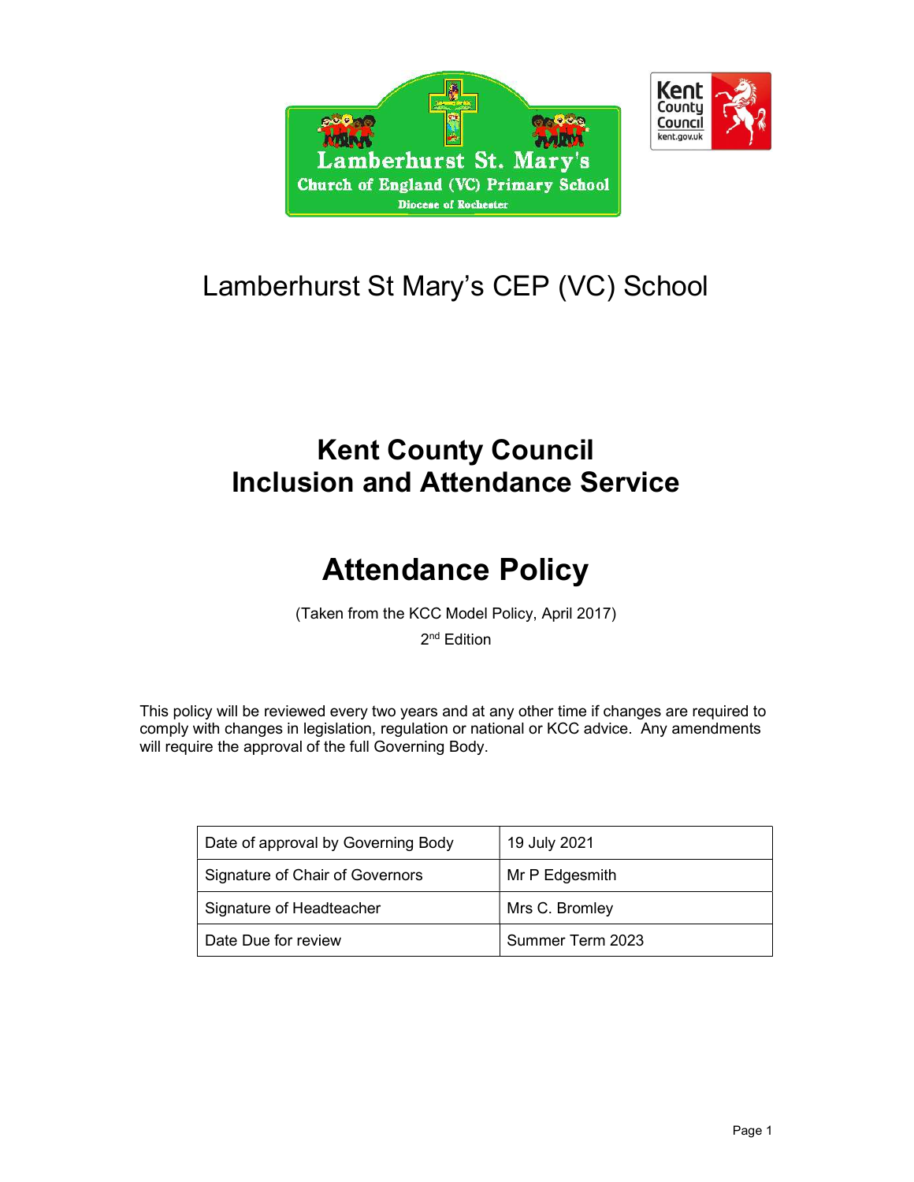Lamberhurst St Mary's CEP (VC) School

# Kent County Council
# Inclusion and Attendance Service

# Attendance Policy

(Taken from the KCC Model Policy, April 2017)

2nd Edition

This policy will be reviewed every two years and at any other time if changes are required to comply with changes in legislation, regulation or national or KCC advice. Any amendments will require the approval of the full Governing Body.

| Date of approval by Governing Body | 19 July 2021 |
|---|---|
| Signature of Chair of Governors | Mr P Edgesmith |
| Signature of Headteacher | Mrs C. Bromley |
| Date Due for review | Summer Term 2023 |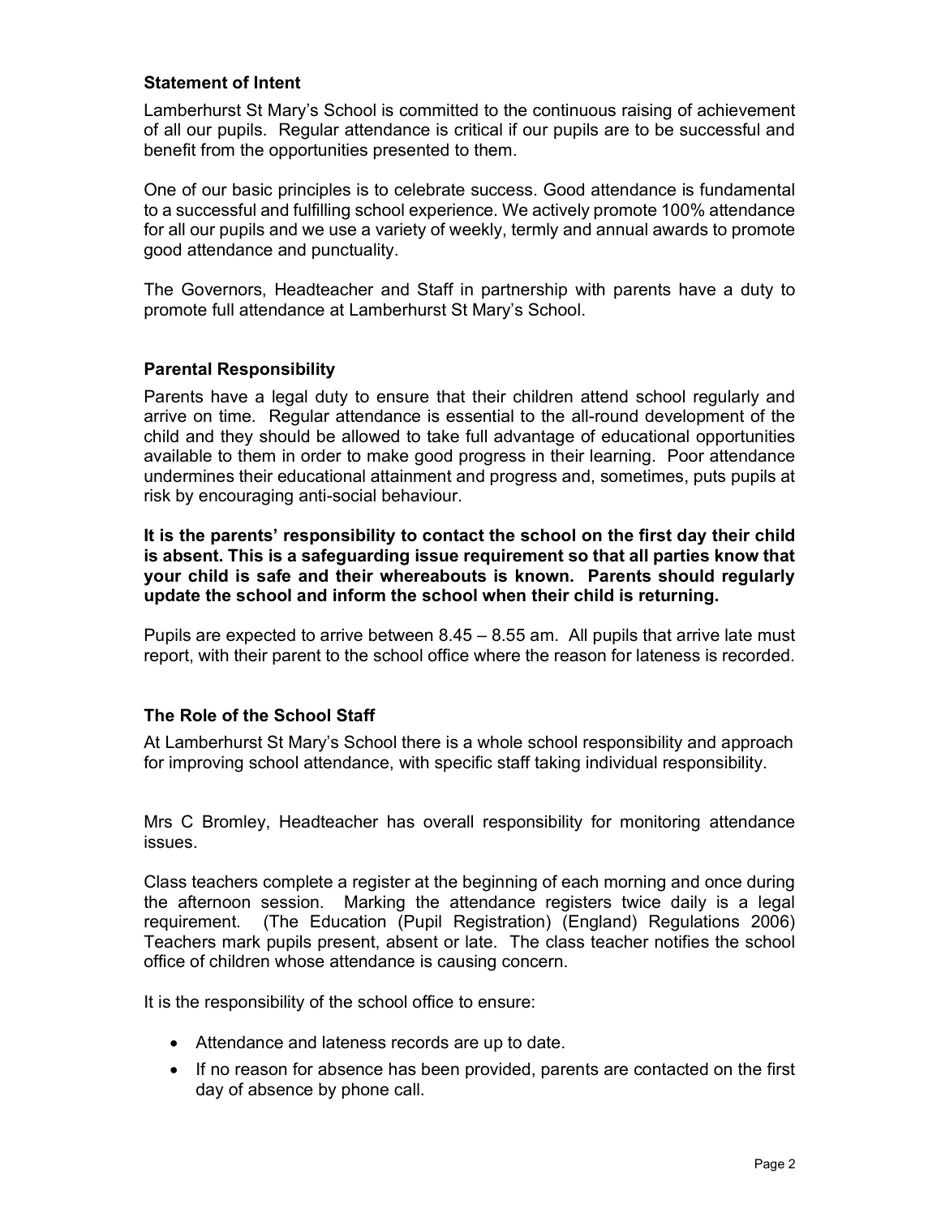### Statement of Intent

Lamberhurst St Mary's School is committed to the continuous raising of achievement of all our pupils. Regular attendance is critical if our pupils are to be successful and benefit from the opportunities presented to them.

One of our basic principles is to celebrate success. Good attendance is fundamental to a successful and fulfilling school experience. We actively promote 100% attendance for all our pupils and we use a variety of weekly, termly and annual awards to promote good attendance and punctuality.

The Governors, Headteacher and Staff in partnership with parents have a duty to promote full attendance at Lamberhurst St Mary's School.

### Parental Responsibility

Parents have a legal duty to ensure that their children attend school regularly and arrive on time. Regular attendance is essential to the all-round development of the child and they should be allowed to take full advantage of educational opportunities available to them in order to make good progress in their learning. Poor attendance undermines their educational attainment and progress and, sometimes, puts pupils at risk by encouraging anti-social behaviour.

**It is the parents' responsibility to contact the school on the first day their child is absent. This is a safeguarding issue requirement so that all parties know that your child is safe and their whereabouts is known. Parents should regularly update the school and inform the school when their child is returning.**

Pupils are expected to arrive between 8.45 – 8.55 am. All pupils that arrive late must report, with their parent to the school office where the reason for lateness is recorded.

### The Role of the School Staff

At Lamberhurst St Mary's School there is a whole school responsibility and approach for improving school attendance, with specific staff taking individual responsibility.

Mrs C Bromley, Headteacher has overall responsibility for monitoring attendance issues.

Class teachers complete a register at the beginning of each morning and once during the afternoon session. Marking the attendance registers twice daily is a legal requirement. (The Education (Pupil Registration) (England) Regulations 2006) Teachers mark pupils present, absent or late. The class teacher notifies the school office of children whose attendance is causing concern.

It is the responsibility of the school office to ensure:

- Attendance and lateness records are up to date.
- If no reason for absence has been provided, parents are contacted on the first day of absence by phone call.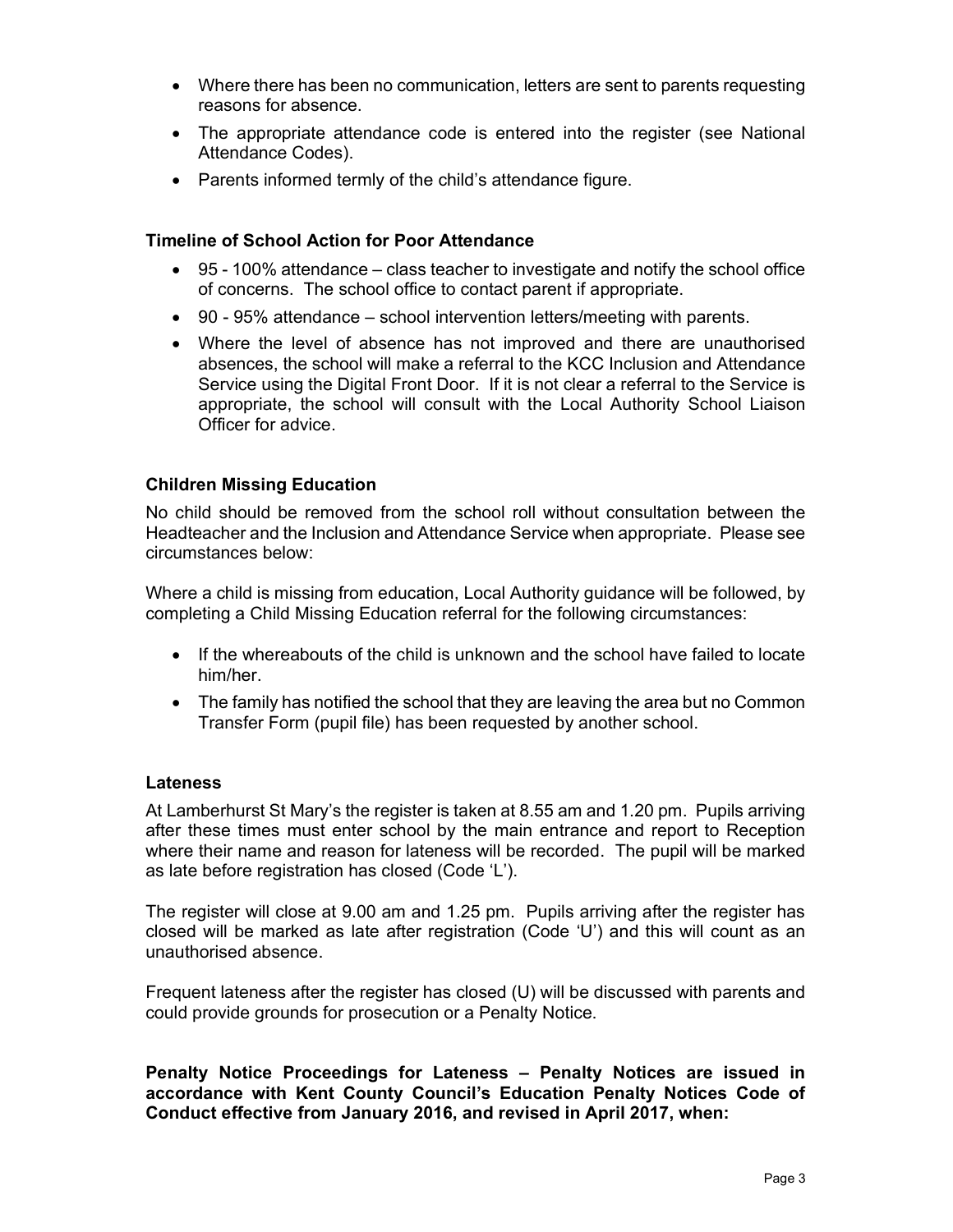- Where there has been no communication, letters are sent to parents requesting reasons for absence.
- The appropriate attendance code is entered into the register (see National Attendance Codes).
- Parents informed termly of the child's attendance figure.

**Timeline of School Action for Poor Attendance**

- 95 - 100% attendance – class teacher to investigate and notify the school office of concerns. The school office to contact parent if appropriate.
- 90 - 95% attendance – school intervention letters/meeting with parents.
- Where the level of absence has not improved and there are unauthorised absences, the school will make a referral to the KCC Inclusion and Attendance Service using the Digital Front Door. If it is not clear a referral to the Service is appropriate, the school will consult with the Local Authority School Liaison Officer for advice.

**Children Missing Education**

No child should be removed from the school roll without consultation between the Headteacher and the Inclusion and Attendance Service when appropriate. Please see circumstances below:

Where a child is missing from education, Local Authority guidance will be followed, by completing a Child Missing Education referral for the following circumstances:

- If the whereabouts of the child is unknown and the school have failed to locate him/her.
- The family has notified the school that they are leaving the area but no Common Transfer Form (pupil file) has been requested by another school.

**Lateness**

At Lamberhurst St Mary's the register is taken at 8.55 am and 1.20 pm. Pupils arriving after these times must enter school by the main entrance and report to Reception where their name and reason for lateness will be recorded. The pupil will be marked as late before registration has closed (Code 'L').

The register will close at 9.00 am and 1.25 pm. Pupils arriving after the register has closed will be marked as late after registration (Code 'U') and this will count as an unauthorised absence.

Frequent lateness after the register has closed (U) will be discussed with parents and could provide grounds for prosecution or a Penalty Notice.

**Penalty Notice Proceedings for Lateness – Penalty Notices are issued in accordance with Kent County Council's Education Penalty Notices Code of Conduct effective from January 2016, and revised in April 2017, when:**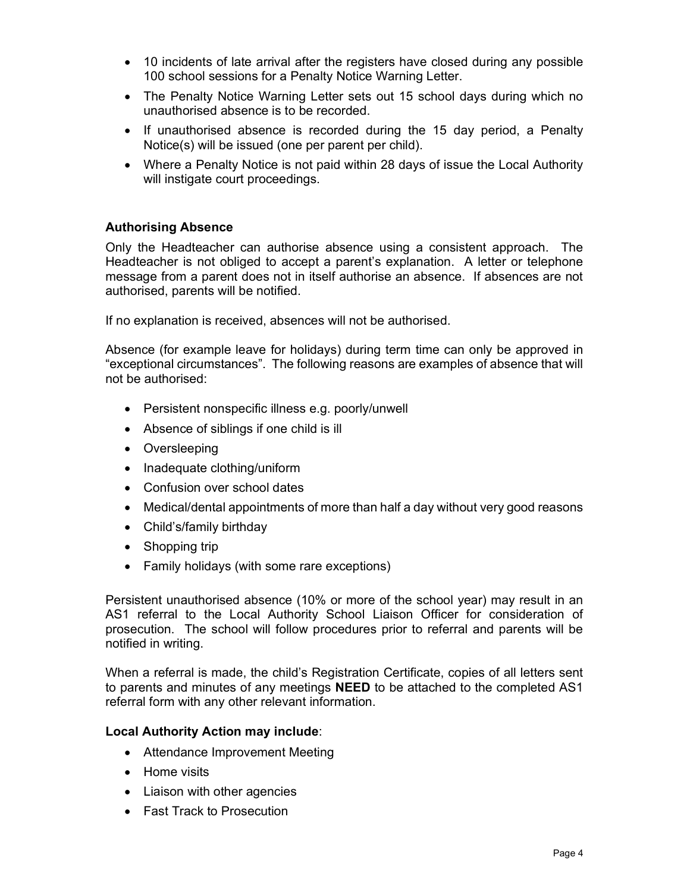- 10 incidents of late arrival after the registers have closed during any possible 100 school sessions for a Penalty Notice Warning Letter.
- The Penalty Notice Warning Letter sets out 15 school days during which no unauthorised absence is to be recorded.
- If unauthorised absence is recorded during the 15 day period, a Penalty Notice(s) will be issued (one per parent per child).
- Where a Penalty Notice is not paid within 28 days of issue the Local Authority will instigate court proceedings.

**Authorising Absence**

Only the Headteacher can authorise absence using a consistent approach. The Headteacher is not obliged to accept a parent's explanation. A letter or telephone message from a parent does not in itself authorise an absence. If absences are not authorised, parents will be notified.

If no explanation is received, absences will not be authorised.

Absence (for example leave for holidays) during term time can only be approved in "exceptional circumstances". The following reasons are examples of absence that will not be authorised:

- Persistent nonspecific illness e.g. poorly/unwell
- Absence of siblings if one child is ill
- Oversleeping
- Inadequate clothing/uniform
- Confusion over school dates
- Medical/dental appointments of more than half a day without very good reasons
- Child's/family birthday
- Shopping trip
- Family holidays (with some rare exceptions)

Persistent unauthorised absence (10% or more of the school year) may result in an AS1 referral to the Local Authority School Liaison Officer for consideration of prosecution. The school will follow procedures prior to referral and parents will be notified in writing.

When a referral is made, the child's Registration Certificate, copies of all letters sent to parents and minutes of any meetings **NEED** to be attached to the completed AS1 referral form with any other relevant information.

**Local Authority Action may include**:

- Attendance Improvement Meeting
- Home visits
- Liaison with other agencies
- Fast Track to Prosecution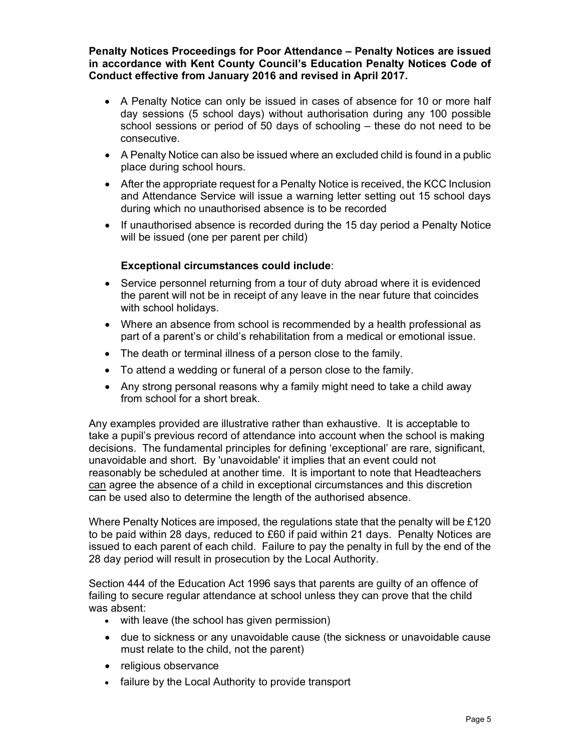**Penalty Notices Proceedings for Poor Attendance – Penalty Notices are issued in accordance with Kent County Council's Education Penalty Notices Code of Conduct effective from January 2016 and revised in April 2017.**

- A Penalty Notice can only be issued in cases of absence for 10 or more half day sessions (5 school days) without authorisation during any 100 possible school sessions or period of 50 days of schooling – these do not need to be consecutive.
- A Penalty Notice can also be issued where an excluded child is found in a public place during school hours.
- After the appropriate request for a Penalty Notice is received, the KCC Inclusion and Attendance Service will issue a warning letter setting out 15 school days during which no unauthorised absence is to be recorded
- If unauthorised absence is recorded during the 15 day period a Penalty Notice will be issued (one per parent per child)

**Exceptional circumstances could include**:

- Service personnel returning from a tour of duty abroad where it is evidenced the parent will not be in receipt of any leave in the near future that coincides with school holidays.
- Where an absence from school is recommended by a health professional as part of a parent's or child's rehabilitation from a medical or emotional issue.
- The death or terminal illness of a person close to the family.
- To attend a wedding or funeral of a person close to the family.
- Any strong personal reasons why a family might need to take a child away from school for a short break.

Any examples provided are illustrative rather than exhaustive. It is acceptable to take a pupil's previous record of attendance into account when the school is making decisions. The fundamental principles for defining 'exceptional' are rare, significant, unavoidable and short. By 'unavoidable' it implies that an event could not reasonably be scheduled at another time. It is important to note that Headteachers <u>can</u> agree the absence of a child in exceptional circumstances and this discretion can be used also to determine the length of the authorised absence.

Where Penalty Notices are imposed, the regulations state that the penalty will be £120 to be paid within 28 days, reduced to £60 if paid within 21 days. Penalty Notices are issued to each parent of each child. Failure to pay the penalty in full by the end of the 28 day period will result in prosecution by the Local Authority.

Section 444 of the Education Act 1996 says that parents are guilty of an offence of failing to secure regular attendance at school unless they can prove that the child was absent:

- with leave (the school has given permission)
- due to sickness or any unavoidable cause (the sickness or unavoidable cause must relate to the child, not the parent)
- religious observance
- failure by the Local Authority to provide transport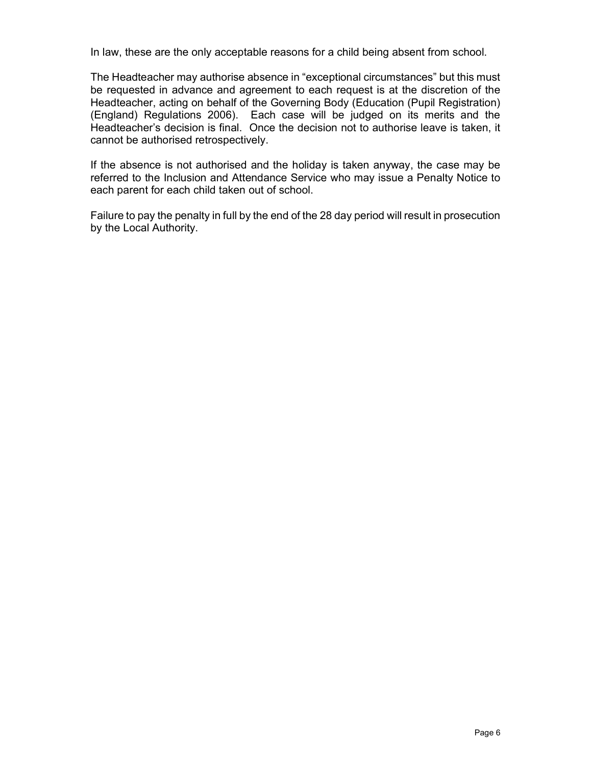In law, these are the only acceptable reasons for a child being absent from school.

The Headteacher may authorise absence in "exceptional circumstances" but this must be requested in advance and agreement to each request is at the discretion of the Headteacher, acting on behalf of the Governing Body (Education (Pupil Registration) (England) Regulations 2006). Each case will be judged on its merits and the Headteacher's decision is final. Once the decision not to authorise leave is taken, it cannot be authorised retrospectively.

If the absence is not authorised and the holiday is taken anyway, the case may be referred to the Inclusion and Attendance Service who may issue a Penalty Notice to each parent for each child taken out of school.

Failure to pay the penalty in full by the end of the 28 day period will result in prosecution by the Local Authority.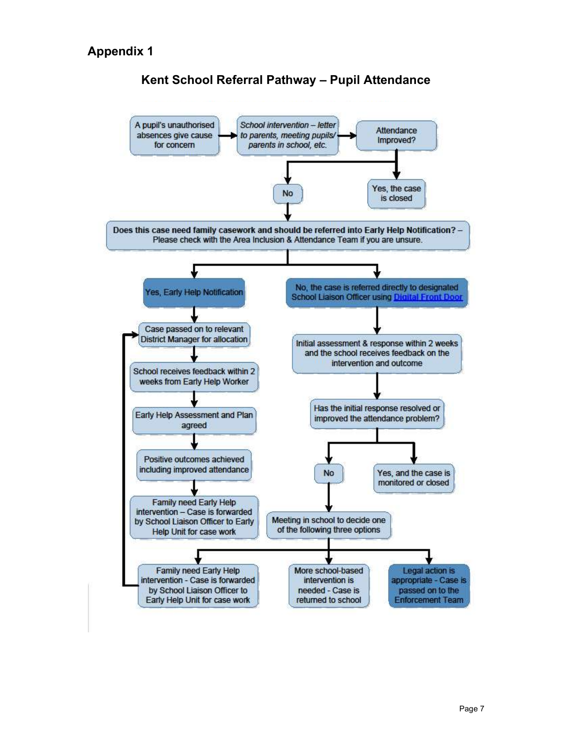# Appendix 1

## Kent School Referral Pathway – Pupil Attendance

A pupil's unauthorised absences give cause for concern

*School intervention – letter to parents, meeting pupils/ parents in school, etc.*

Attendance Improved?

No

Yes, the case is closed

**Does this case need family casework and should be referred into Early Help Notification? –** Please check with the Area Inclusion & Attendance Team if you are unsure.

Yes, Early Help Notification

Case passed on to relevant District Manager for allocation

School receives feedback within 2 weeks from Early Help Worker

Early Help Assessment and Plan agreed

Positive outcomes achieved including improved attendance

Family need Early Help intervention – Case is forwarded by School Liaison Officer to Early Help Unit for case work

No, the case is referred directly to designated School Liaison Officer using Digital Front Door

Initial assessment & response within 2 weeks and the school receives feedback on the intervention and outcome

Has the initial response resolved or improved the attendance problem?

No

Yes, and the case is monitored or closed

Meeting in school to decide one of the following three options

Family need Early Help intervention - Case is forwarded by School Liaison Officer to Early Help Unit for case work

More school-based intervention is needed - Case is returned to school

Legal action is appropriate - Case is passed on to the Enforcement Team